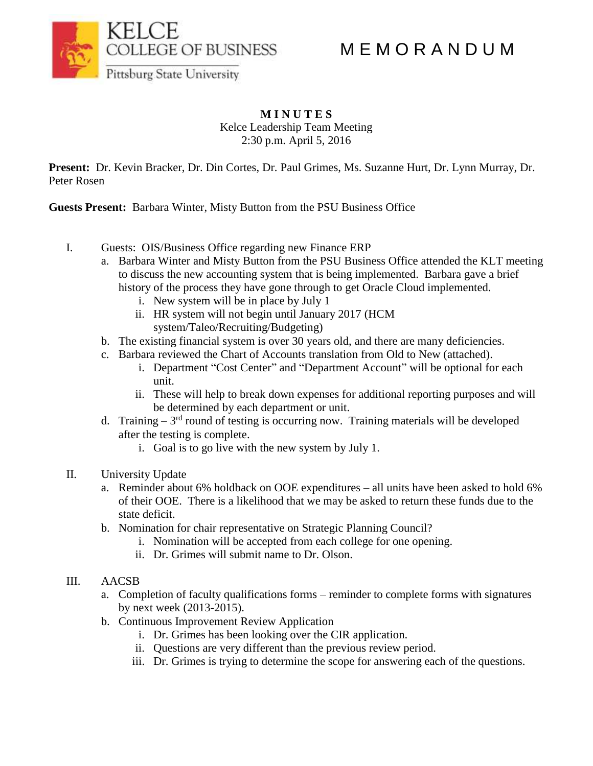KELCE COLLEGE OF BUSINESS
Pittsburg State University

# M E M O R A N D U M

## M I N U T E S

Kelce Leadership Team Meeting
2:30 p.m. April 5, 2016

**Present:** Dr. Kevin Bracker, Dr. Din Cortes, Dr. Paul Grimes, Ms. Suzanne Hurt, Dr. Lynn Murray, Dr. Peter Rosen

**Guests Present:** Barbara Winter, Misty Button from the PSU Business Office

I. Guests: OIS/Business Office regarding new Finance ERP
   a. Barbara Winter and Misty Button from the PSU Business Office attended the KLT meeting to discuss the new accounting system that is being implemented. Barbara gave a brief history of the process they have gone through to get Oracle Cloud implemented.
      i. New system will be in place by July 1
      ii. HR system will not begin until January 2017 (HCM system/Taleo/Recruiting/Budgeting)
   b. The existing financial system is over 30 years old, and there are many deficiencies.
   c. Barbara reviewed the Chart of Accounts translation from Old to New (attached).
      i. Department "Cost Center" and "Department Account" will be optional for each unit.
      ii. These will help to break down expenses for additional reporting purposes and will be determined by each department or unit.
   d. Training – 3rd round of testing is occurring now. Training materials will be developed after the testing is complete.
      i. Goal is to go live with the new system by July 1.

II. University Update
   a. Reminder about 6% holdback on OOE expenditures – all units have been asked to hold 6% of their OOE. There is a likelihood that we may be asked to return these funds due to the state deficit.
   b. Nomination for chair representative on Strategic Planning Council?
      i. Nomination will be accepted from each college for one opening.
      ii. Dr. Grimes will submit name to Dr. Olson.

III. AACSB
   a. Completion of faculty qualifications forms – reminder to complete forms with signatures by next week (2013-2015).
   b. Continuous Improvement Review Application
      i. Dr. Grimes has been looking over the CIR application.
      ii. Questions are very different than the previous review period.
      iii. Dr. Grimes is trying to determine the scope for answering each of the questions.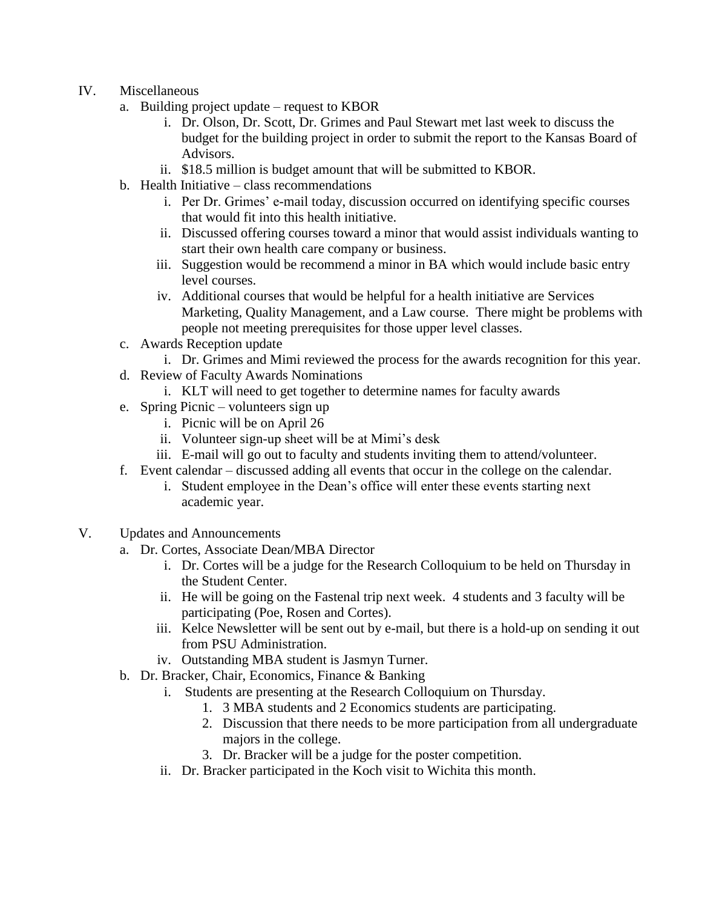IV. Miscellaneous
   a. Building project update – request to KBOR
      i. Dr. Olson, Dr. Scott, Dr. Grimes and Paul Stewart met last week to discuss the budget for the building project in order to submit the report to the Kansas Board of Advisors.
      ii. $18.5 million is budget amount that will be submitted to KBOR.
   b. Health Initiative – class recommendations
      i. Per Dr. Grimes' e-mail today, discussion occurred on identifying specific courses that would fit into this health initiative.
      ii. Discussed offering courses toward a minor that would assist individuals wanting to start their own health care company or business.
      iii. Suggestion would be recommend a minor in BA which would include basic entry level courses.
      iv. Additional courses that would be helpful for a health initiative are Services Marketing, Quality Management, and a Law course. There might be problems with people not meeting prerequisites for those upper level classes.
   c. Awards Reception update
      i. Dr. Grimes and Mimi reviewed the process for the awards recognition for this year.
   d. Review of Faculty Awards Nominations
      i. KLT will need to get together to determine names for faculty awards
   e. Spring Picnic – volunteers sign up
      i. Picnic will be on April 26
      ii. Volunteer sign-up sheet will be at Mimi's desk
      iii. E-mail will go out to faculty and students inviting them to attend/volunteer.
   f. Event calendar – discussed adding all events that occur in the college on the calendar.
      i. Student employee in the Dean's office will enter these events starting next academic year.

V. Updates and Announcements
   a. Dr. Cortes, Associate Dean/MBA Director
      i. Dr. Cortes will be a judge for the Research Colloquium to be held on Thursday in the Student Center.
      ii. He will be going on the Fastenal trip next week. 4 students and 3 faculty will be participating (Poe, Rosen and Cortes).
      iii. Kelce Newsletter will be sent out by e-mail, but there is a hold-up on sending it out from PSU Administration.
      iv. Outstanding MBA student is Jasmyn Turner.
   b. Dr. Bracker, Chair, Economics, Finance & Banking
      i. Students are presenting at the Research Colloquium on Thursday.
         1. 3 MBA students and 2 Economics students are participating.
         2. Discussion that there needs to be more participation from all undergraduate majors in the college.
         3. Dr. Bracker will be a judge for the poster competition.
      ii. Dr. Bracker participated in the Koch visit to Wichita this month.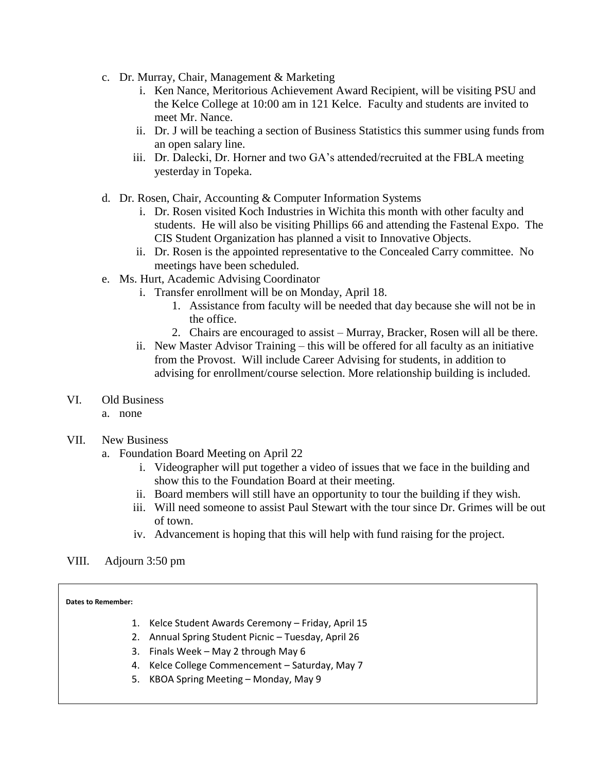c. Dr. Murray, Chair, Management & Marketing
    i. Ken Nance, Meritorious Achievement Award Recipient, will be visiting PSU and the Kelce College at 10:00 am in 121 Kelce. Faculty and students are invited to meet Mr. Nance.
    ii. Dr. J will be teaching a section of Business Statistics this summer using funds from an open salary line.
    iii. Dr. Dalecki, Dr. Horner and two GA's attended/recruited at the FBLA meeting yesterday in Topeka.

d. Dr. Rosen, Chair, Accounting & Computer Information Systems
    i. Dr. Rosen visited Koch Industries in Wichita this month with other faculty and students. He will also be visiting Phillips 66 and attending the Fastenal Expo. The CIS Student Organization has planned a visit to Innovative Objects.
    ii. Dr. Rosen is the appointed representative to the Concealed Carry committee. No meetings have been scheduled.

e. Ms. Hurt, Academic Advising Coordinator
    i. Transfer enrollment will be on Monday, April 18.
        1. Assistance from faculty will be needed that day because she will not be in the office.
        2. Chairs are encouraged to assist – Murray, Bracker, Rosen will all be there.
    ii. New Master Advisor Training – this will be offered for all faculty as an initiative from the Provost. Will include Career Advising for students, in addition to advising for enrollment/course selection. More relationship building is included.

VI. Old Business
    a. none

VII. New Business
    a. Foundation Board Meeting on April 22
        i. Videographer will put together a video of issues that we face in the building and show this to the Foundation Board at their meeting.
        ii. Board members will still have an opportunity to tour the building if they wish.
        iii. Will need someone to assist Paul Stewart with the tour since Dr. Grimes will be out of town.
        iv. Advancement is hoping that this will help with fund raising for the project.

VIII. Adjourn 3:50 pm

**Dates to Remember:**

1. Kelce Student Awards Ceremony – Friday, April 15
2. Annual Spring Student Picnic – Tuesday, April 26
3. Finals Week – May 2 through May 6
4. Kelce College Commencement – Saturday, May 7
5. KBOA Spring Meeting – Monday, May 9